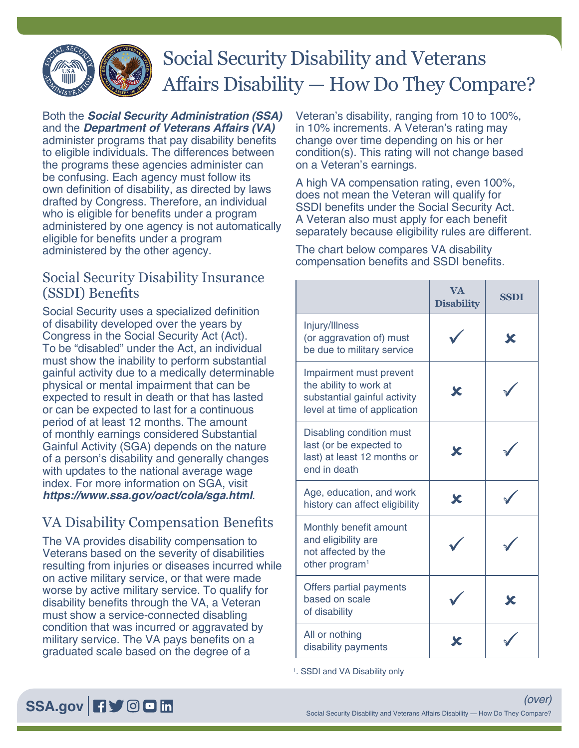# Social Security Disability and Veterans Affairs Disability — How Do They Compare?

Both the ***Social Security Administration (SSA)*** and the ***Department of Veterans Affairs (VA)*** administer programs that pay disability benefits to eligible individuals. The differences between the programs these agencies administer can be confusing. Each agency must follow its own definition of disability, as directed by laws drafted by Congress. Therefore, an individual who is eligible for benefits under a program administered by one agency is not automatically eligible for benefits under a program administered by the other agency.

## Social Security Disability Insurance (SSDI) Benefits

Social Security uses a specialized definition of disability developed over the years by Congress in the Social Security Act (Act). To be "disabled" under the Act, an individual must show the inability to perform substantial gainful activity due to a medically determinable physical or mental impairment that can be expected to result in death or that has lasted or can be expected to last for a continuous period of at least 12 months. The amount of monthly earnings considered Substantial Gainful Activity (SGA) depends on the nature of a person's disability and generally changes with updates to the national average wage index. For more information on SGA, visit ***https://www.ssa.gov/oact/cola/sga.html***.

## VA Disability Compensation Benefits

The VA provides disability compensation to Veterans based on the severity of disabilities resulting from injuries or diseases incurred while on active military service, or that were made worse by active military service. To qualify for disability benefits through the VA, a Veteran must show a service-connected disabling condition that was incurred or aggravated by military service. The VA pays benefits on a graduated scale based on the degree of a Veteran's disability, ranging from 10 to 100%, in 10% increments. A Veteran's rating may change over time depending on his or her condition(s). This rating will not change based on a Veteran's earnings.

A high VA compensation rating, even 100%, does not mean the Veteran will qualify for SSDI benefits under the Social Security Act. A Veteran also must apply for each benefit separately because eligibility rules are different.

The chart below compares VA disability compensation benefits and SSDI benefits.

| | VA Disability | SSDI |
|---|---|---|
| Injury/Illness (or aggravation of) must be due to military service | ✓ | ✗ |
| Impairment must prevent the ability to work at substantial gainful activity level at time of application | ✗ | ✓ |
| Disabling condition must last (or be expected to last) at least 12 months or end in death | ✗ | ✓ |
| Age, education, and work history can affect eligibility | ✗ | ✓ |
| Monthly benefit amount and eligibility are not affected by the other program[1] | ✓ | ✓ |
| Offers partial payments based on scale of disability | ✓ | ✗ |
| All or nothing disability payments | ✗ | ✓ |

[1]. SSDI and VA Disability only

*(over)*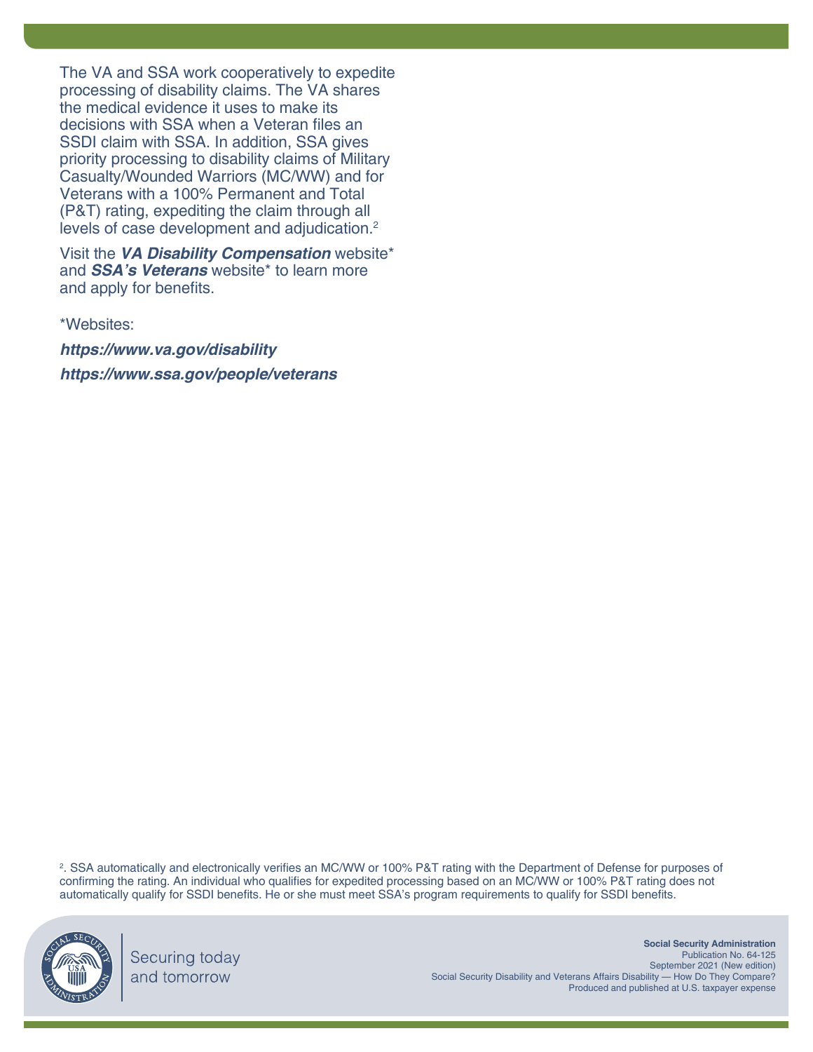The VA and SSA work cooperatively to expedite processing of disability claims. The VA shares the medical evidence it uses to make its decisions with SSA when a Veteran files an SSDI claim with SSA. In addition, SSA gives priority processing to disability claims of Military Casualty/Wounded Warriors (MC/WW) and for Veterans with a 100% Permanent and Total (P&T) rating, expediting the claim through all levels of case development and adjudication.[2]

Visit the ***VA Disability Compensation*** website* and ***SSA's Veterans*** website* to learn more and apply for benefits.

*Websites:

***https://www.va.gov/disability***

***https://www.ssa.gov/people/veterans***

[2]. SSA automatically and electronically verifies an MC/WW or 100% P&T rating with the Department of Defense for purposes of confirming the rating. An individual who qualifies for expedited processing based on an MC/WW or 100% P&T rating does not automatically qualify for SSDI benefits. He or she must meet SSA's program requirements to qualify for SSDI benefits.

Securing today and tomorrow

**Social Security Administration**
Publication No. 64-125
September 2021 (New edition)
Social Security Disability and Veterans Affairs Disability — How Do They Compare?
Produced and published at U.S. taxpayer expense